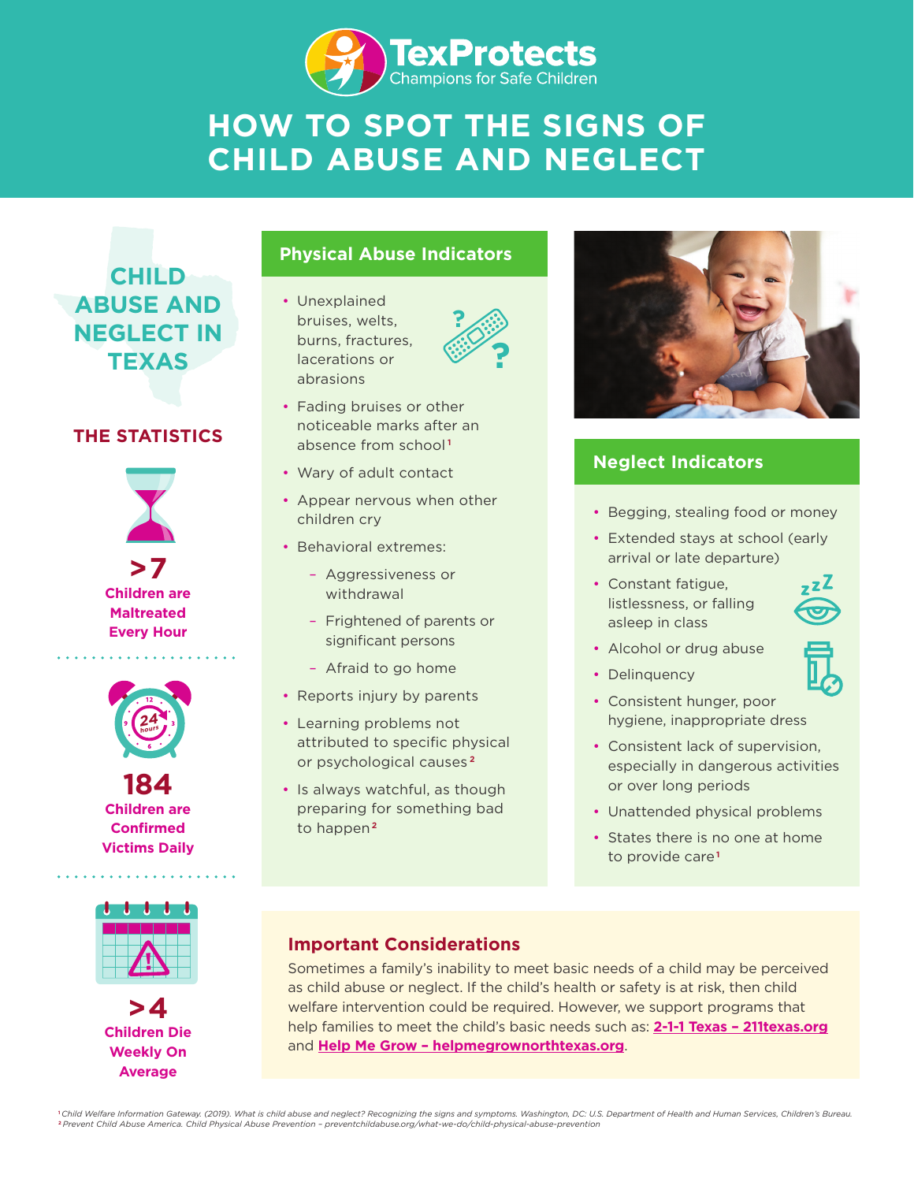TexProtects
Champions for Safe Children

# HOW TO SPOT THE SIGNS OF CHILD ABUSE AND NEGLECT

## CHILD ABUSE AND NEGLECT IN TEXAS

### THE STATISTICS

**>7**
**Children are Maltreated Every Hour**

**184**
**Children are Confirmed Victims Daily**

**>4**
**Children Die Weekly On Average**

## Physical Abuse Indicators

- Unexplained bruises, welts, burns, fractures, lacerations or abrasions
- Fading bruises or other noticeable marks after an absence from school[1]
- Wary of adult contact
- Appear nervous when other children cry
- Behavioral extremes:
  - Aggressiveness or withdrawal
  - Frightened of parents or significant persons
  - Afraid to go home
- Reports injury by parents
- Learning problems not attributed to specific physical or psychological causes[2]
- Is always watchful, as though preparing for something bad to happen[2]

## Neglect Indicators

- Begging, stealing food or money
- Extended stays at school (early arrival or late departure)
- Constant fatigue, listlessness, or falling asleep in class
- Alcohol or drug abuse
- Delinquency
- Consistent hunger, poor hygiene, inappropriate dress
- Consistent lack of supervision, especially in dangerous activities or over long periods
- Unattended physical problems
- States there is no one at home to provide care[1]

### Important Considerations

Sometimes a family's inability to meet basic needs of a child may be perceived as child abuse or neglect. If the child's health or safety is at risk, then child welfare intervention could be required. However, we support programs that help families to meet the child's basic needs such as: **2-1-1 Texas – 211texas.org** and **Help Me Grow – helpmegrownorthtexas.org**.

[1] *Child Welfare Information Gateway. (2019). What is child abuse and neglect? Recognizing the signs and symptoms. Washington, DC: U.S. Department of Health and Human Services, Children's Bureau.*
[2] *Prevent Child Abuse America. Child Physical Abuse Prevention – preventchildabuse.org/what-we-do/child-physical-abuse-prevention*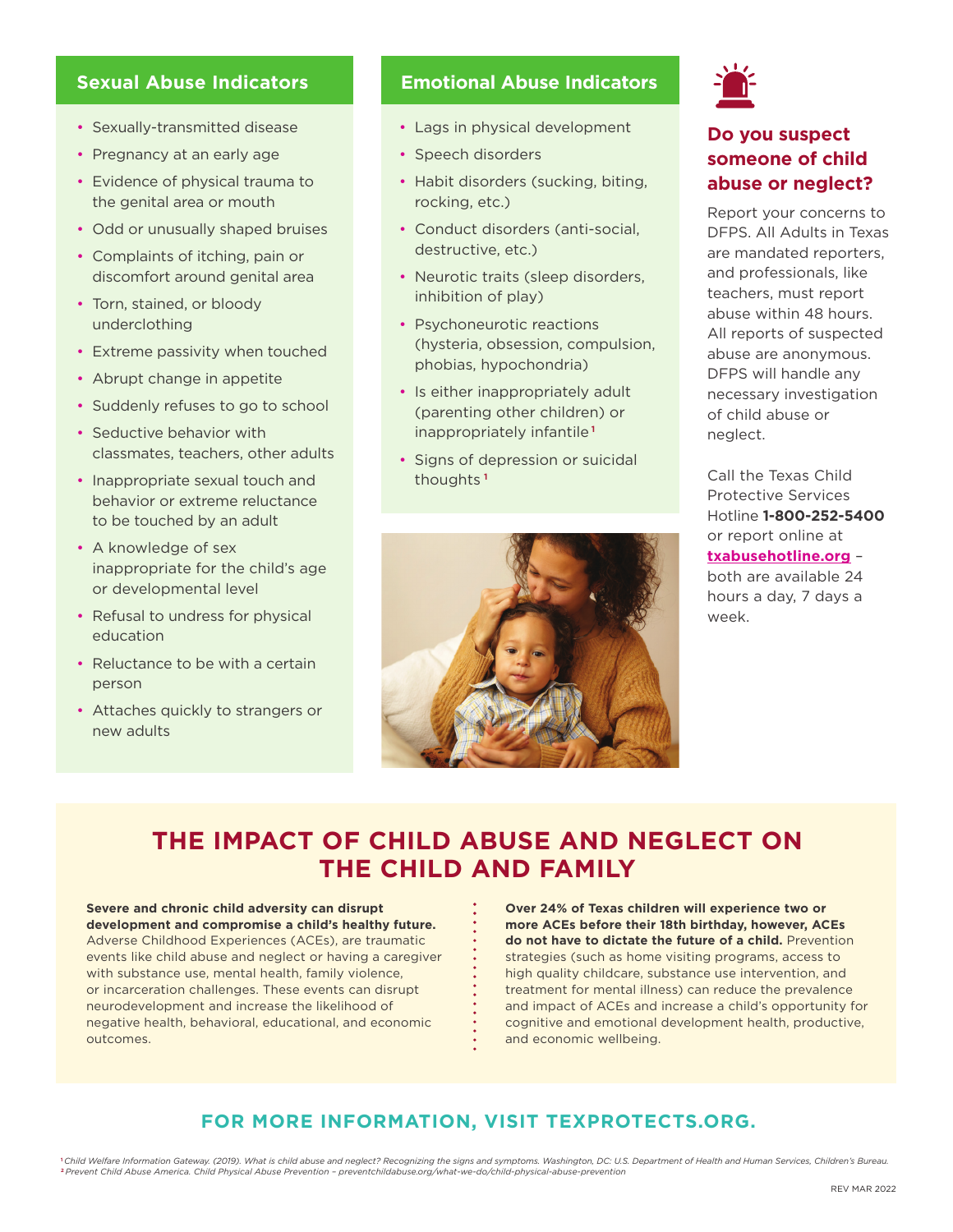## Sexual Abuse Indicators

- Sexually-transmitted disease
- Pregnancy at an early age
- Evidence of physical trauma to the genital area or mouth
- Odd or unusually shaped bruises
- Complaints of itching, pain or discomfort around genital area
- Torn, stained, or bloody underclothing
- Extreme passivity when touched
- Abrupt change in appetite
- Suddenly refuses to go to school
- Seductive behavior with classmates, teachers, other adults
- Inappropriate sexual touch and behavior or extreme reluctance to be touched by an adult
- A knowledge of sex inappropriate for the child's age or developmental level
- Refusal to undress for physical education
- Reluctance to be with a certain person
- Attaches quickly to strangers or new adults

## Emotional Abuse Indicators

- Lags in physical development
- Speech disorders
- Habit disorders (sucking, biting, rocking, etc.)
- Conduct disorders (anti-social, destructive, etc.)
- Neurotic traits (sleep disorders, inhibition of play)
- Psychoneurotic reactions (hysteria, obsession, compulsion, phobias, hypochondria)
- Is either inappropriately adult (parenting other children) or inappropriately infantile[1]
- Signs of depression or suicidal thoughts[1]

## Do you suspect someone of child abuse or neglect?

Report your concerns to DFPS. All Adults in Texas are mandated reporters, and professionals, like teachers, must report abuse within 48 hours. All reports of suspected abuse are anonymous. DFPS will handle any necessary investigation of child abuse or neglect.

Call the Texas Child Protective Services Hotline **1-800-252-5400** or report online at **txabusehotline.org** – both are available 24 hours a day, 7 days a week.

# THE IMPACT OF CHILD ABUSE AND NEGLECT ON THE CHILD AND FAMILY

**Severe and chronic child adversity can disrupt development and compromise a child's healthy future.** Adverse Childhood Experiences (ACEs), are traumatic events like child abuse and neglect or having a caregiver with substance use, mental health, family violence, or incarceration challenges. These events can disrupt neurodevelopment and increase the likelihood of negative health, behavioral, educational, and economic outcomes.

**Over 24% of Texas children will experience two or more ACEs before their 18th birthday, however, ACEs do not have to dictate the future of a child.** Prevention strategies (such as home visiting programs, access to high quality childcare, substance use intervention, and treatment for mental illness) can reduce the prevalence and impact of ACEs and increase a child's opportunity for cognitive and emotional development health, productive, and economic wellbeing.

## FOR MORE INFORMATION, VISIT TEXPROTECTS.ORG.

[1] *Child Welfare Information Gateway. (2019). What is child abuse and neglect? Recognizing the signs and symptoms. Washington, DC: U.S. Department of Health and Human Services, Children's Bureau.*
[2] *Prevent Child Abuse America. Child Physical Abuse Prevention – preventchildabuse.org/what-we-do/child-physical-abuse-prevention*

REV MAR 2022